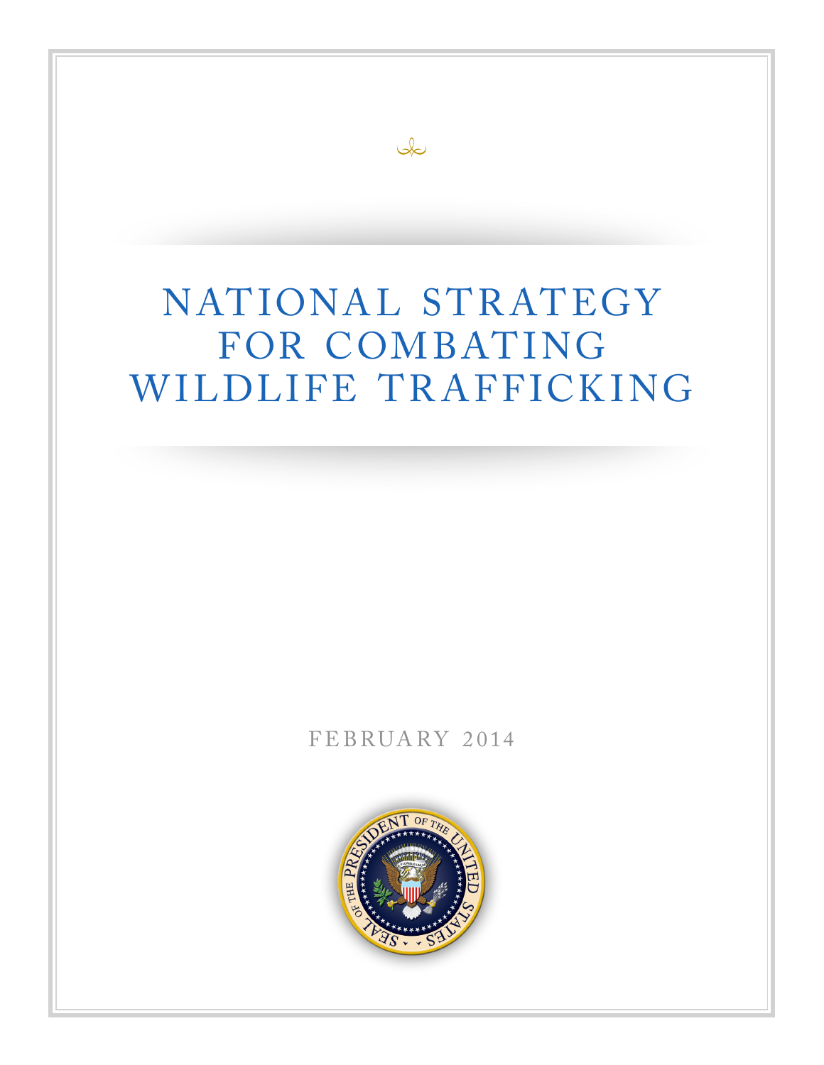# NATIONAL STRATEGY FOR COMBATING WILDLIFE TRAFFICKING

FEBRUARY 2014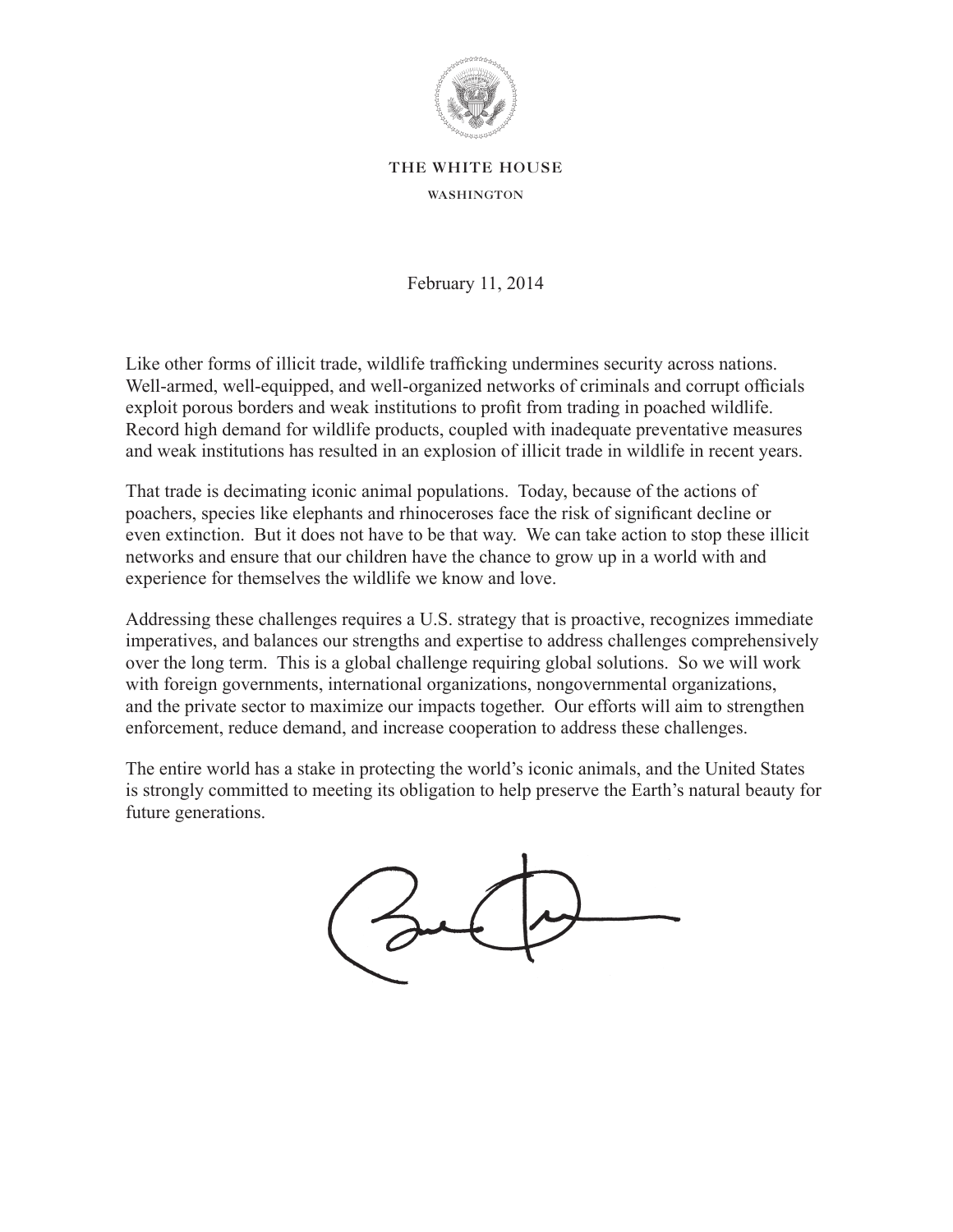THE WHITE HOUSE

WASHINGTON

February 11, 2014

Like other forms of illicit trade, wildlife trafficking undermines security across nations. Well-armed, well-equipped, and well-organized networks of criminals and corrupt officials exploit porous borders and weak institutions to profit from trading in poached wildlife. Record high demand for wildlife products, coupled with inadequate preventative measures and weak institutions has resulted in an explosion of illicit trade in wildlife in recent years.

That trade is decimating iconic animal populations. Today, because of the actions of poachers, species like elephants and rhinoceroses face the risk of significant decline or even extinction. But it does not have to be that way. We can take action to stop these illicit networks and ensure that our children have the chance to grow up in a world with and experience for themselves the wildlife we know and love.

Addressing these challenges requires a U.S. strategy that is proactive, recognizes immediate imperatives, and balances our strengths and expertise to address challenges comprehensively over the long term. This is a global challenge requiring global solutions. So we will work with foreign governments, international organizations, nongovernmental organizations, and the private sector to maximize our impacts together. Our efforts will aim to strengthen enforcement, reduce demand, and increase cooperation to address these challenges.

The entire world has a stake in protecting the world's iconic animals, and the United States is strongly committed to meeting its obligation to help preserve the Earth's natural beauty for future generations.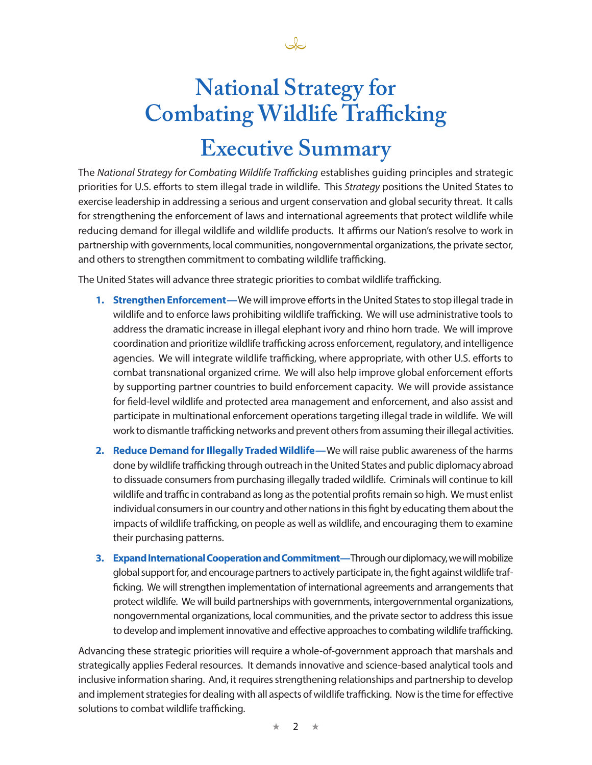# National Strategy for Combating Wildlife Trafficking

## Executive Summary

The *National Strategy for Combating Wildlife Trafficking* establishes guiding principles and strategic priorities for U.S. efforts to stem illegal trade in wildlife. This *Strategy* positions the United States to exercise leadership in addressing a serious and urgent conservation and global security threat. It calls for strengthening the enforcement of laws and international agreements that protect wildlife while reducing demand for illegal wildlife and wildlife products. It affirms our Nation's resolve to work in partnership with governments, local communities, nongovernmental organizations, the private sector, and others to strengthen commitment to combating wildlife trafficking.

The United States will advance three strategic priorities to combat wildlife trafficking.

1. **Strengthen Enforcement—**We will improve efforts in the United States to stop illegal trade in wildlife and to enforce laws prohibiting wildlife trafficking. We will use administrative tools to address the dramatic increase in illegal elephant ivory and rhino horn trade. We will improve coordination and prioritize wildlife trafficking across enforcement, regulatory, and intelligence agencies. We will integrate wildlife trafficking, where appropriate, with other U.S. efforts to combat transnational organized crime. We will also help improve global enforcement efforts by supporting partner countries to build enforcement capacity. We will provide assistance for field-level wildlife and protected area management and enforcement, and also assist and participate in multinational enforcement operations targeting illegal trade in wildlife. We will work to dismantle trafficking networks and prevent others from assuming their illegal activities.
2. **Reduce Demand for Illegally Traded Wildlife—**We will raise public awareness of the harms done by wildlife trafficking through outreach in the United States and public diplomacy abroad to dissuade consumers from purchasing illegally traded wildlife. Criminals will continue to kill wildlife and traffic in contraband as long as the potential profits remain so high. We must enlist individual consumers in our country and other nations in this fight by educating them about the impacts of wildlife trafficking, on people as well as wildlife, and encouraging them to examine their purchasing patterns.
3. **Expand International Cooperation and Commitment—**Through our diplomacy, we will mobilize global support for, and encourage partners to actively participate in, the fight against wildlife trafficking. We will strengthen implementation of international agreements and arrangements that protect wildlife. We will build partnerships with governments, intergovernmental organizations, nongovernmental organizations, local communities, and the private sector to address this issue to develop and implement innovative and effective approaches to combating wildlife trafficking.

Advancing these strategic priorities will require a whole-of-government approach that marshals and strategically applies Federal resources. It demands innovative and science-based analytical tools and inclusive information sharing. And, it requires strengthening relationships and partnership to develop and implement strategies for dealing with all aspects of wildlife trafficking. Now is the time for effective solutions to combat wildlife trafficking.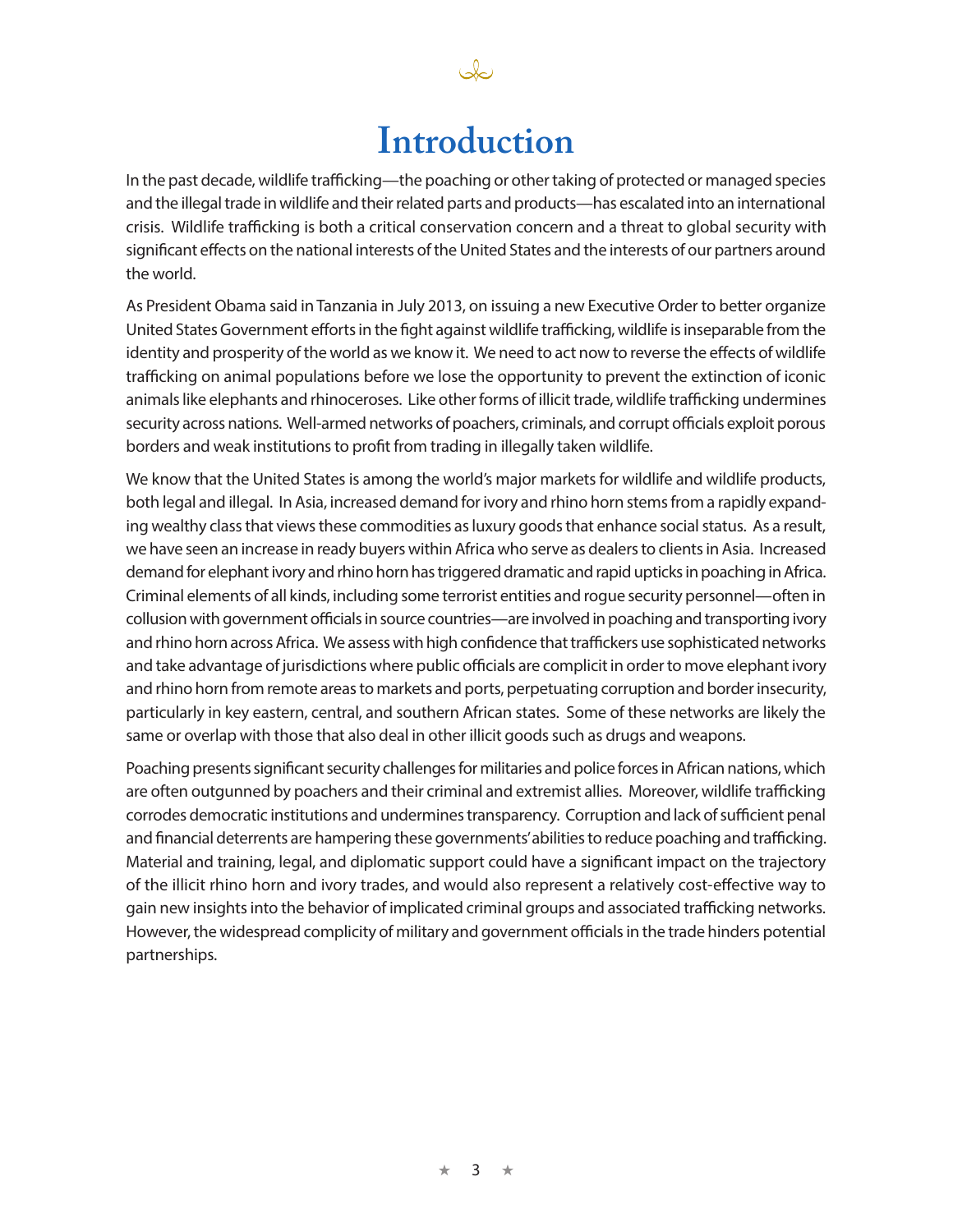# Introduction

In the past decade, wildlife trafficking—the poaching or other taking of protected or managed species and the illegal trade in wildlife and their related parts and products—has escalated into an international crisis. Wildlife trafficking is both a critical conservation concern and a threat to global security with significant effects on the national interests of the United States and the interests of our partners around the world.

As President Obama said in Tanzania in July 2013, on issuing a new Executive Order to better organize United States Government efforts in the fight against wildlife trafficking, wildlife is inseparable from the identity and prosperity of the world as we know it. We need to act now to reverse the effects of wildlife trafficking on animal populations before we lose the opportunity to prevent the extinction of iconic animals like elephants and rhinoceroses. Like other forms of illicit trade, wildlife trafficking undermines security across nations. Well-armed networks of poachers, criminals, and corrupt officials exploit porous borders and weak institutions to profit from trading in illegally taken wildlife.

We know that the United States is among the world's major markets for wildlife and wildlife products, both legal and illegal. In Asia, increased demand for ivory and rhino horn stems from a rapidly expanding wealthy class that views these commodities as luxury goods that enhance social status. As a result, we have seen an increase in ready buyers within Africa who serve as dealers to clients in Asia. Increased demand for elephant ivory and rhino horn has triggered dramatic and rapid upticks in poaching in Africa. Criminal elements of all kinds, including some terrorist entities and rogue security personnel—often in collusion with government officials in source countries—are involved in poaching and transporting ivory and rhino horn across Africa. We assess with high confidence that traffickers use sophisticated networks and take advantage of jurisdictions where public officials are complicit in order to move elephant ivory and rhino horn from remote areas to markets and ports, perpetuating corruption and border insecurity, particularly in key eastern, central, and southern African states. Some of these networks are likely the same or overlap with those that also deal in other illicit goods such as drugs and weapons.

Poaching presents significant security challenges for militaries and police forces in African nations, which are often outgunned by poachers and their criminal and extremist allies. Moreover, wildlife trafficking corrodes democratic institutions and undermines transparency. Corruption and lack of sufficient penal and financial deterrents are hampering these governments' abilities to reduce poaching and trafficking. Material and training, legal, and diplomatic support could have a significant impact on the trajectory of the illicit rhino horn and ivory trades, and would also represent a relatively cost-effective way to gain new insights into the behavior of implicated criminal groups and associated trafficking networks. However, the widespread complicity of military and government officials in the trade hinders potential partnerships.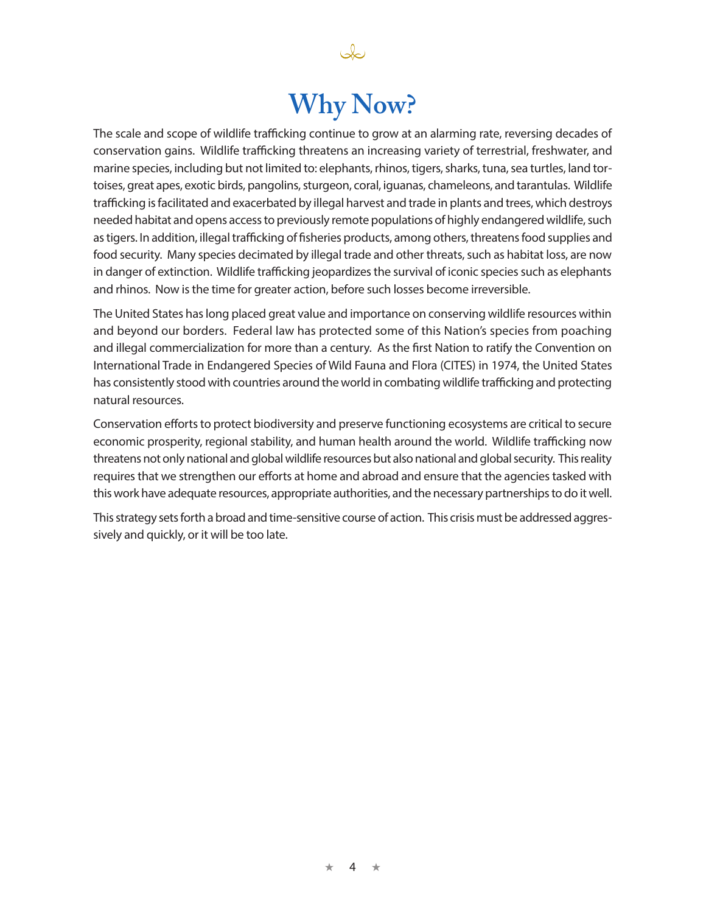# Why Now?

The scale and scope of wildlife trafficking continue to grow at an alarming rate, reversing decades of conservation gains. Wildlife trafficking threatens an increasing variety of terrestrial, freshwater, and marine species, including but not limited to: elephants, rhinos, tigers, sharks, tuna, sea turtles, land tortoises, great apes, exotic birds, pangolins, sturgeon, coral, iguanas, chameleons, and tarantulas. Wildlife trafficking is facilitated and exacerbated by illegal harvest and trade in plants and trees, which destroys needed habitat and opens access to previously remote populations of highly endangered wildlife, such as tigers. In addition, illegal trafficking of fisheries products, among others, threatens food supplies and food security. Many species decimated by illegal trade and other threats, such as habitat loss, are now in danger of extinction. Wildlife trafficking jeopardizes the survival of iconic species such as elephants and rhinos. Now is the time for greater action, before such losses become irreversible.

The United States has long placed great value and importance on conserving wildlife resources within and beyond our borders. Federal law has protected some of this Nation's species from poaching and illegal commercialization for more than a century. As the first Nation to ratify the Convention on International Trade in Endangered Species of Wild Fauna and Flora (CITES) in 1974, the United States has consistently stood with countries around the world in combating wildlife trafficking and protecting natural resources.

Conservation efforts to protect biodiversity and preserve functioning ecosystems are critical to secure economic prosperity, regional stability, and human health around the world. Wildlife trafficking now threatens not only national and global wildlife resources but also national and global security. This reality requires that we strengthen our efforts at home and abroad and ensure that the agencies tasked with this work have adequate resources, appropriate authorities, and the necessary partnerships to do it well.

This strategy sets forth a broad and time-sensitive course of action. This crisis must be addressed aggressively and quickly, or it will be too late.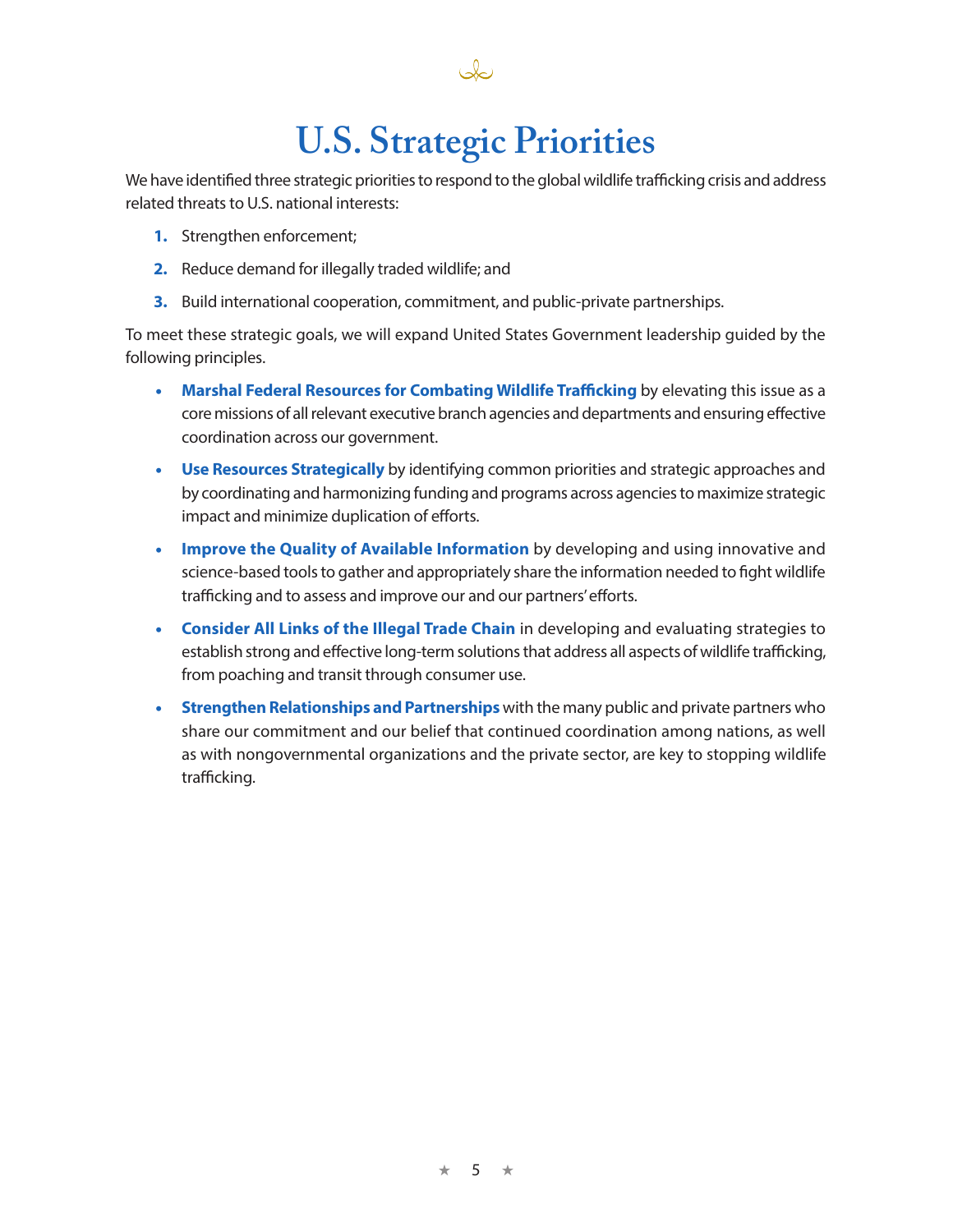# U.S. Strategic Priorities

We have identified three strategic priorities to respond to the global wildlife trafficking crisis and address related threats to U.S. national interests:

1. Strengthen enforcement;
2. Reduce demand for illegally traded wildlife; and
3. Build international cooperation, commitment, and public-private partnerships.

To meet these strategic goals, we will expand United States Government leadership guided by the following principles.

- **Marshal Federal Resources for Combating Wildlife Trafficking** by elevating this issue as a core missions of all relevant executive branch agencies and departments and ensuring effective coordination across our government.
- **Use Resources Strategically** by identifying common priorities and strategic approaches and by coordinating and harmonizing funding and programs across agencies to maximize strategic impact and minimize duplication of efforts.
- **Improve the Quality of Available Information** by developing and using innovative and science-based tools to gather and appropriately share the information needed to fight wildlife trafficking and to assess and improve our and our partners' efforts.
- **Consider All Links of the Illegal Trade Chain** in developing and evaluating strategies to establish strong and effective long-term solutions that address all aspects of wildlife trafficking, from poaching and transit through consumer use.
- **Strengthen Relationships and Partnerships** with the many public and private partners who share our commitment and our belief that continued coordination among nations, as well as with nongovernmental organizations and the private sector, are key to stopping wildlife trafficking.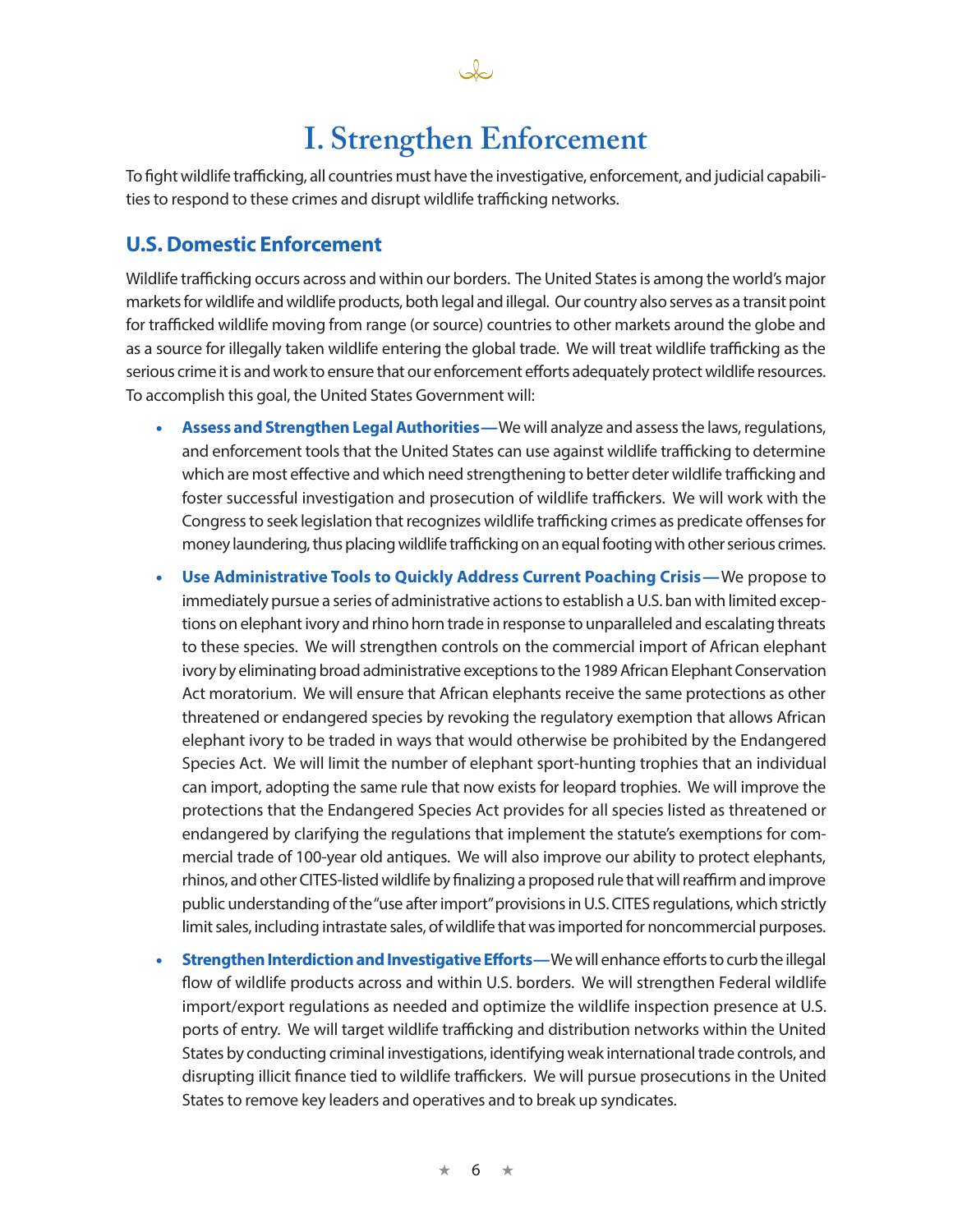# I. Strengthen Enforcement

To fight wildlife trafficking, all countries must have the investigative, enforcement, and judicial capabilities to respond to these crimes and disrupt wildlife trafficking networks.

## U.S. Domestic Enforcement

Wildlife trafficking occurs across and within our borders. The United States is among the world's major markets for wildlife and wildlife products, both legal and illegal. Our country also serves as a transit point for trafficked wildlife moving from range (or source) countries to other markets around the globe and as a source for illegally taken wildlife entering the global trade. We will treat wildlife trafficking as the serious crime it is and work to ensure that our enforcement efforts adequately protect wildlife resources. To accomplish this goal, the United States Government will:

- **Assess and Strengthen Legal Authorities**—We will analyze and assess the laws, regulations, and enforcement tools that the United States can use against wildlife trafficking to determine which are most effective and which need strengthening to better deter wildlife trafficking and foster successful investigation and prosecution of wildlife traffickers. We will work with the Congress to seek legislation that recognizes wildlife trafficking crimes as predicate offenses for money laundering, thus placing wildlife trafficking on an equal footing with other serious crimes.
- **Use Administrative Tools to Quickly Address Current Poaching Crisis**—We propose to immediately pursue a series of administrative actions to establish a U.S. ban with limited exceptions on elephant ivory and rhino horn trade in response to unparalleled and escalating threats to these species. We will strengthen controls on the commercial import of African elephant ivory by eliminating broad administrative exceptions to the 1989 African Elephant Conservation Act moratorium. We will ensure that African elephants receive the same protections as other threatened or endangered species by revoking the regulatory exemption that allows African elephant ivory to be traded in ways that would otherwise be prohibited by the Endangered Species Act. We will limit the number of elephant sport-hunting trophies that an individual can import, adopting the same rule that now exists for leopard trophies. We will improve the protections that the Endangered Species Act provides for all species listed as threatened or endangered by clarifying the regulations that implement the statute's exemptions for commercial trade of 100-year old antiques. We will also improve our ability to protect elephants, rhinos, and other CITES-listed wildlife by finalizing a proposed rule that will reaffirm and improve public understanding of the "use after import" provisions in U.S. CITES regulations, which strictly limit sales, including intrastate sales, of wildlife that was imported for noncommercial purposes.
- **Strengthen Interdiction and Investigative Efforts**—We will enhance efforts to curb the illegal flow of wildlife products across and within U.S. borders. We will strengthen Federal wildlife import/export regulations as needed and optimize the wildlife inspection presence at U.S. ports of entry. We will target wildlife trafficking and distribution networks within the United States by conducting criminal investigations, identifying weak international trade controls, and disrupting illicit finance tied to wildlife traffickers. We will pursue prosecutions in the United States to remove key leaders and operatives and to break up syndicates.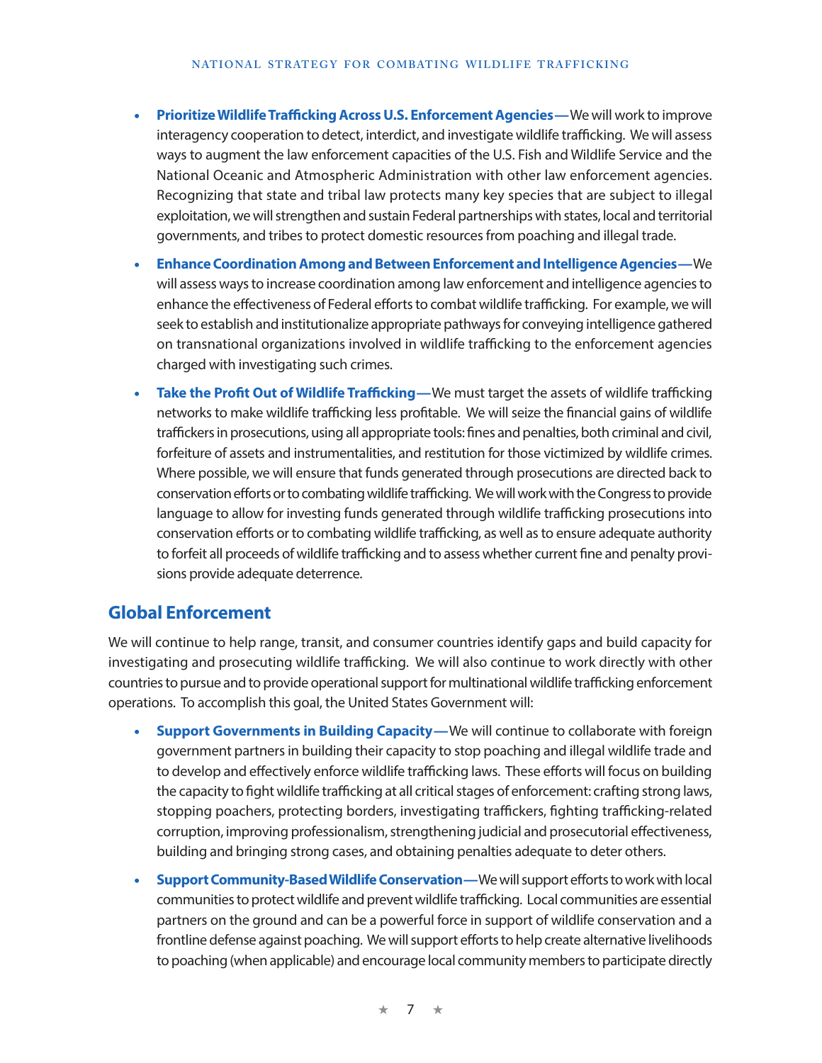- **Prioritize Wildlife Trafficking Across U.S. Enforcement Agencies—**We will work to improve interagency cooperation to detect, interdict, and investigate wildlife trafficking. We will assess ways to augment the law enforcement capacities of the U.S. Fish and Wildlife Service and the National Oceanic and Atmospheric Administration with other law enforcement agencies. Recognizing that state and tribal law protects many key species that are subject to illegal exploitation, we will strengthen and sustain Federal partnerships with states, local and territorial governments, and tribes to protect domestic resources from poaching and illegal trade.
- **Enhance Coordination Among and Between Enforcement and Intelligence Agencies—**We will assess ways to increase coordination among law enforcement and intelligence agencies to enhance the effectiveness of Federal efforts to combat wildlife trafficking. For example, we will seek to establish and institutionalize appropriate pathways for conveying intelligence gathered on transnational organizations involved in wildlife trafficking to the enforcement agencies charged with investigating such crimes.
- **Take the Profit Out of Wildlife Trafficking—**We must target the assets of wildlife trafficking networks to make wildlife trafficking less profitable. We will seize the financial gains of wildlife traffickers in prosecutions, using all appropriate tools: fines and penalties, both criminal and civil, forfeiture of assets and instrumentalities, and restitution for those victimized by wildlife crimes. Where possible, we will ensure that funds generated through prosecutions are directed back to conservation efforts or to combating wildlife trafficking. We will work with the Congress to provide language to allow for investing funds generated through wildlife trafficking prosecutions into conservation efforts or to combating wildlife trafficking, as well as to ensure adequate authority to forfeit all proceeds of wildlife trafficking and to assess whether current fine and penalty provisions provide adequate deterrence.

## Global Enforcement

We will continue to help range, transit, and consumer countries identify gaps and build capacity for investigating and prosecuting wildlife trafficking. We will also continue to work directly with other countries to pursue and to provide operational support for multinational wildlife trafficking enforcement operations. To accomplish this goal, the United States Government will:

- **Support Governments in Building Capacity—**We will continue to collaborate with foreign government partners in building their capacity to stop poaching and illegal wildlife trade and to develop and effectively enforce wildlife trafficking laws. These efforts will focus on building the capacity to fight wildlife trafficking at all critical stages of enforcement: crafting strong laws, stopping poachers, protecting borders, investigating traffickers, fighting trafficking-related corruption, improving professionalism, strengthening judicial and prosecutorial effectiveness, building and bringing strong cases, and obtaining penalties adequate to deter others.
- **Support Community-Based Wildlife Conservation—**We will support efforts to work with local communities to protect wildlife and prevent wildlife trafficking. Local communities are essential partners on the ground and can be a powerful force in support of wildlife conservation and a frontline defense against poaching. We will support efforts to help create alternative livelihoods to poaching (when applicable) and encourage local community members to participate directly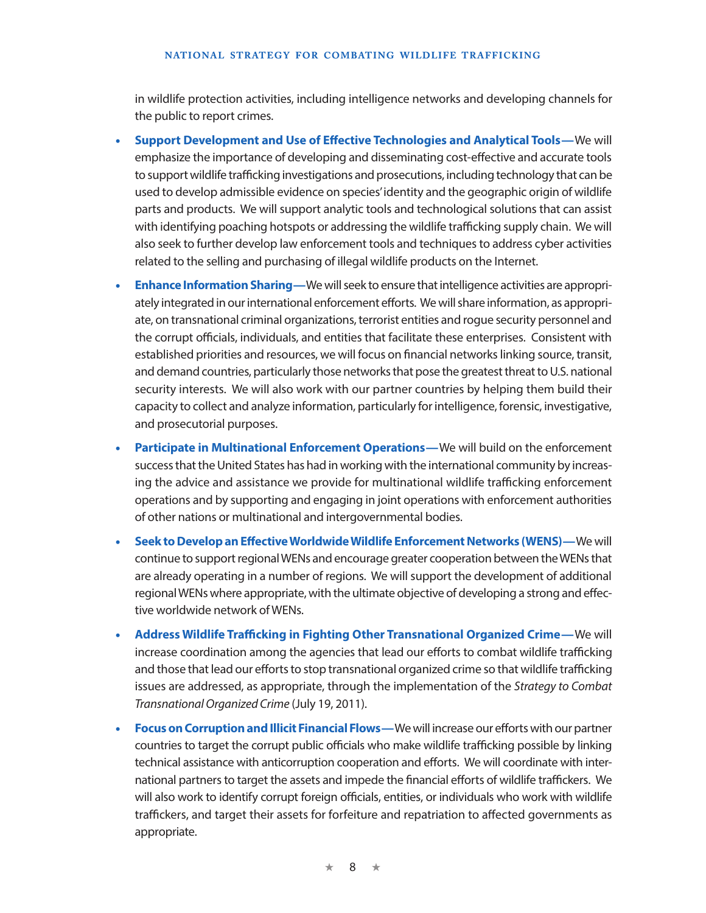in wildlife protection activities, including intelligence networks and developing channels for the public to report crimes.

- **Support Development and Use of Effective Technologies and Analytical Tools—**We will emphasize the importance of developing and disseminating cost-effective and accurate tools to support wildlife trafficking investigations and prosecutions, including technology that can be used to develop admissible evidence on species' identity and the geographic origin of wildlife parts and products. We will support analytic tools and technological solutions that can assist with identifying poaching hotspots or addressing the wildlife trafficking supply chain. We will also seek to further develop law enforcement tools and techniques to address cyber activities related to the selling and purchasing of illegal wildlife products on the Internet.

- **Enhance Information Sharing—**We will seek to ensure that intelligence activities are appropriately integrated in our international enforcement efforts. We will share information, as appropriate, on transnational criminal organizations, terrorist entities and rogue security personnel and the corrupt officials, individuals, and entities that facilitate these enterprises. Consistent with established priorities and resources, we will focus on financial networks linking source, transit, and demand countries, particularly those networks that pose the greatest threat to U.S. national security interests. We will also work with our partner countries by helping them build their capacity to collect and analyze information, particularly for intelligence, forensic, investigative, and prosecutorial purposes.

- **Participate in Multinational Enforcement Operations—**We will build on the enforcement success that the United States has had in working with the international community by increasing the advice and assistance we provide for multinational wildlife trafficking enforcement operations and by supporting and engaging in joint operations with enforcement authorities of other nations or multinational and intergovernmental bodies.

- **Seek to Develop an Effective Worldwide Wildlife Enforcement Networks (WENS)—**We will continue to support regional WENs and encourage greater cooperation between the WENs that are already operating in a number of regions. We will support the development of additional regional WENs where appropriate, with the ultimate objective of developing a strong and effective worldwide network of WENs.

- **Address Wildlife Trafficking in Fighting Other Transnational Organized Crime—**We will increase coordination among the agencies that lead our efforts to combat wildlife trafficking and those that lead our efforts to stop transnational organized crime so that wildlife trafficking issues are addressed, as appropriate, through the implementation of the *Strategy to Combat Transnational Organized Crime* (July 19, 2011).

- **Focus on Corruption and Illicit Financial Flows—**We will increase our efforts with our partner countries to target the corrupt public officials who make wildlife trafficking possible by linking technical assistance with anticorruption cooperation and efforts. We will coordinate with international partners to target the assets and impede the financial efforts of wildlife traffickers. We will also work to identify corrupt foreign officials, entities, or individuals who work with wildlife traffickers, and target their assets for forfeiture and repatriation to affected governments as appropriate.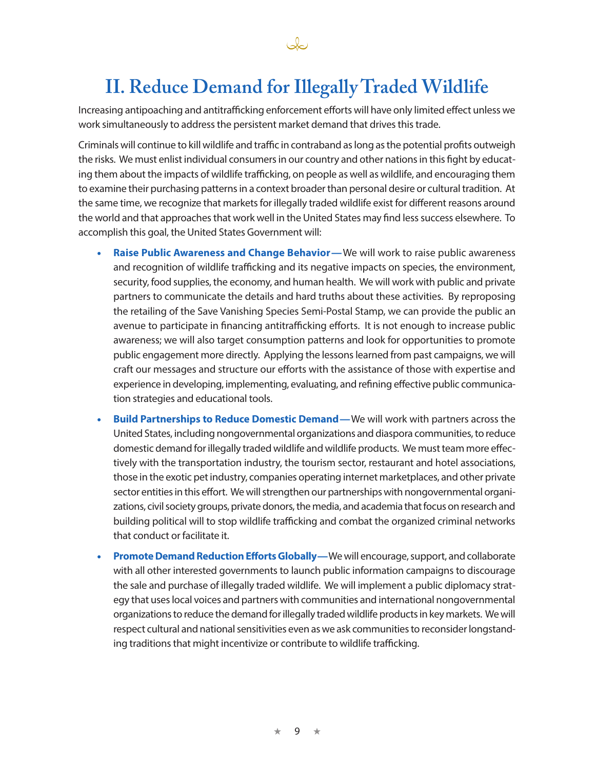# II. Reduce Demand for Illegally Traded Wildlife

Increasing antipoaching and antitrafficking enforcement efforts will have only limited effect unless we work simultaneously to address the persistent market demand that drives this trade.

Criminals will continue to kill wildlife and traffic in contraband as long as the potential profits outweigh the risks. We must enlist individual consumers in our country and other nations in this fight by educating them about the impacts of wildlife trafficking, on people as well as wildlife, and encouraging them to examine their purchasing patterns in a context broader than personal desire or cultural tradition. At the same time, we recognize that markets for illegally traded wildlife exist for different reasons around the world and that approaches that work well in the United States may find less success elsewhere. To accomplish this goal, the United States Government will:

- **Raise Public Awareness and Change Behavior—**We will work to raise public awareness and recognition of wildlife trafficking and its negative impacts on species, the environment, security, food supplies, the economy, and human health. We will work with public and private partners to communicate the details and hard truths about these activities. By reproposing the retailing of the Save Vanishing Species Semi-Postal Stamp, we can provide the public an avenue to participate in financing antitrafficking efforts. It is not enough to increase public awareness; we will also target consumption patterns and look for opportunities to promote public engagement more directly. Applying the lessons learned from past campaigns, we will craft our messages and structure our efforts with the assistance of those with expertise and experience in developing, implementing, evaluating, and refining effective public communication strategies and educational tools.
- **Build Partnerships to Reduce Domestic Demand—**We will work with partners across the United States, including nongovernmental organizations and diaspora communities, to reduce domestic demand for illegally traded wildlife and wildlife products. We must team more effectively with the transportation industry, the tourism sector, restaurant and hotel associations, those in the exotic pet industry, companies operating internet marketplaces, and other private sector entities in this effort. We will strengthen our partnerships with nongovernmental organizations, civil society groups, private donors, the media, and academia that focus on research and building political will to stop wildlife trafficking and combat the organized criminal networks that conduct or facilitate it.
- **Promote Demand Reduction Efforts Globally—**We will encourage, support, and collaborate with all other interested governments to launch public information campaigns to discourage the sale and purchase of illegally traded wildlife. We will implement a public diplomacy strategy that uses local voices and partners with communities and international nongovernmental organizations to reduce the demand for illegally traded wildlife products in key markets. We will respect cultural and national sensitivities even as we ask communities to reconsider longstanding traditions that might incentivize or contribute to wildlife trafficking.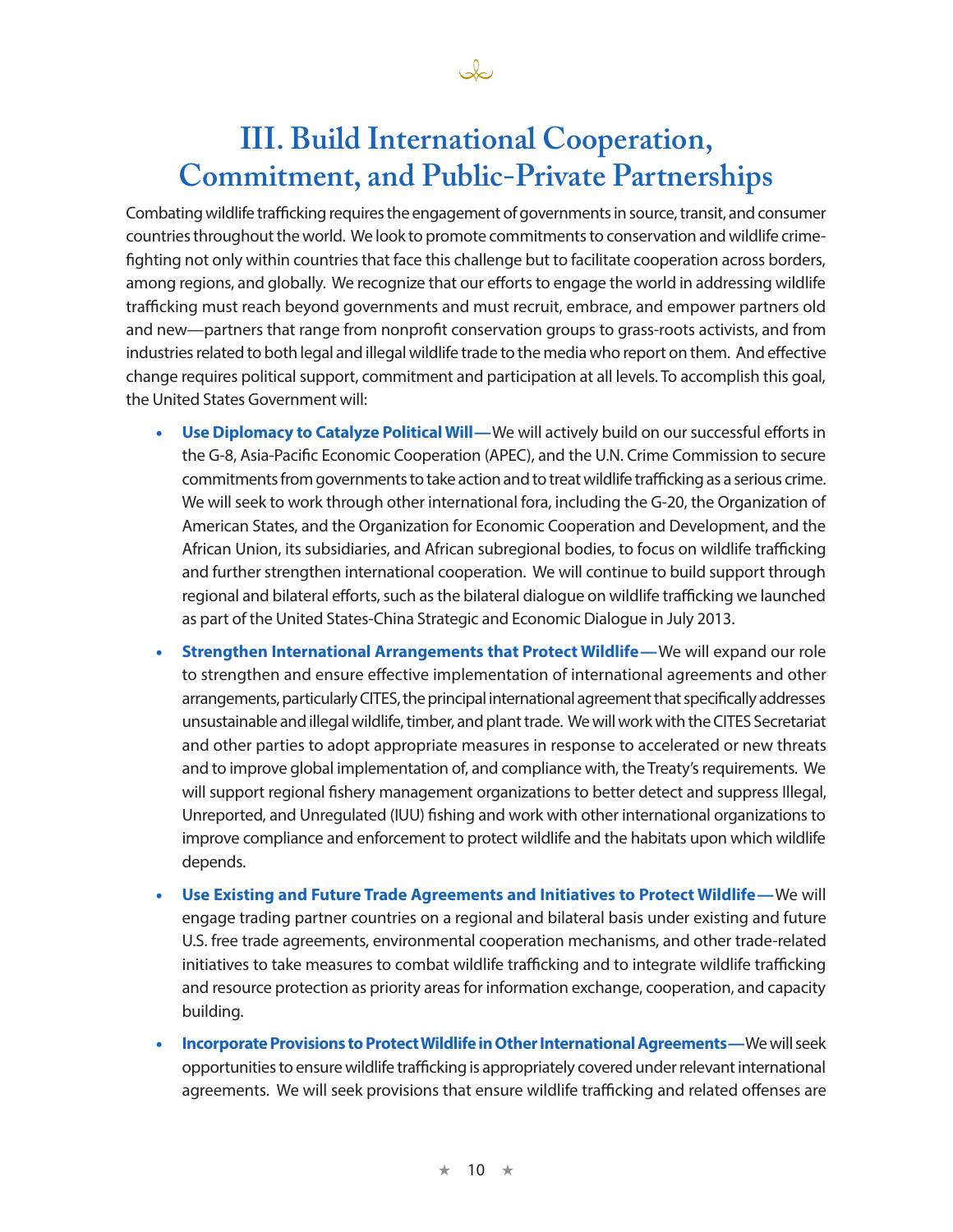# III. Build International Cooperation, Commitment, and Public-Private Partnerships

Combating wildlife trafficking requires the engagement of governments in source, transit, and consumer countries throughout the world. We look to promote commitments to conservation and wildlife crime-fighting not only within countries that face this challenge but to facilitate cooperation across borders, among regions, and globally. We recognize that our efforts to engage the world in addressing wildlife trafficking must reach beyond governments and must recruit, embrace, and empower partners old and new—partners that range from nonprofit conservation groups to grass-roots activists, and from industries related to both legal and illegal wildlife trade to the media who report on them. And effective change requires political support, commitment and participation at all levels. To accomplish this goal, the United States Government will:

- **Use Diplomacy to Catalyze Political Will**—We will actively build on our successful efforts in the G-8, Asia-Pacific Economic Cooperation (APEC), and the U.N. Crime Commission to secure commitments from governments to take action and to treat wildlife trafficking as a serious crime. We will seek to work through other international fora, including the G-20, the Organization of American States, and the Organization for Economic Cooperation and Development, and the African Union, its subsidiaries, and African subregional bodies, to focus on wildlife trafficking and further strengthen international cooperation. We will continue to build support through regional and bilateral efforts, such as the bilateral dialogue on wildlife trafficking we launched as part of the United States-China Strategic and Economic Dialogue in July 2013.
- **Strengthen International Arrangements that Protect Wildlife**—We will expand our role to strengthen and ensure effective implementation of international agreements and other arrangements, particularly CITES, the principal international agreement that specifically addresses unsustainable and illegal wildlife, timber, and plant trade. We will work with the CITES Secretariat and other parties to adopt appropriate measures in response to accelerated or new threats and to improve global implementation of, and compliance with, the Treaty's requirements. We will support regional fishery management organizations to better detect and suppress Illegal, Unreported, and Unregulated (IUU) fishing and work with other international organizations to improve compliance and enforcement to protect wildlife and the habitats upon which wildlife depends.
- **Use Existing and Future Trade Agreements and Initiatives to Protect Wildlife**—We will engage trading partner countries on a regional and bilateral basis under existing and future U.S. free trade agreements, environmental cooperation mechanisms, and other trade-related initiatives to take measures to combat wildlife trafficking and to integrate wildlife trafficking and resource protection as priority areas for information exchange, cooperation, and capacity building.
- **Incorporate Provisions to Protect Wildlife in Other International Agreements**—We will seek opportunities to ensure wildlife trafficking is appropriately covered under relevant international agreements. We will seek provisions that ensure wildlife trafficking and related offenses are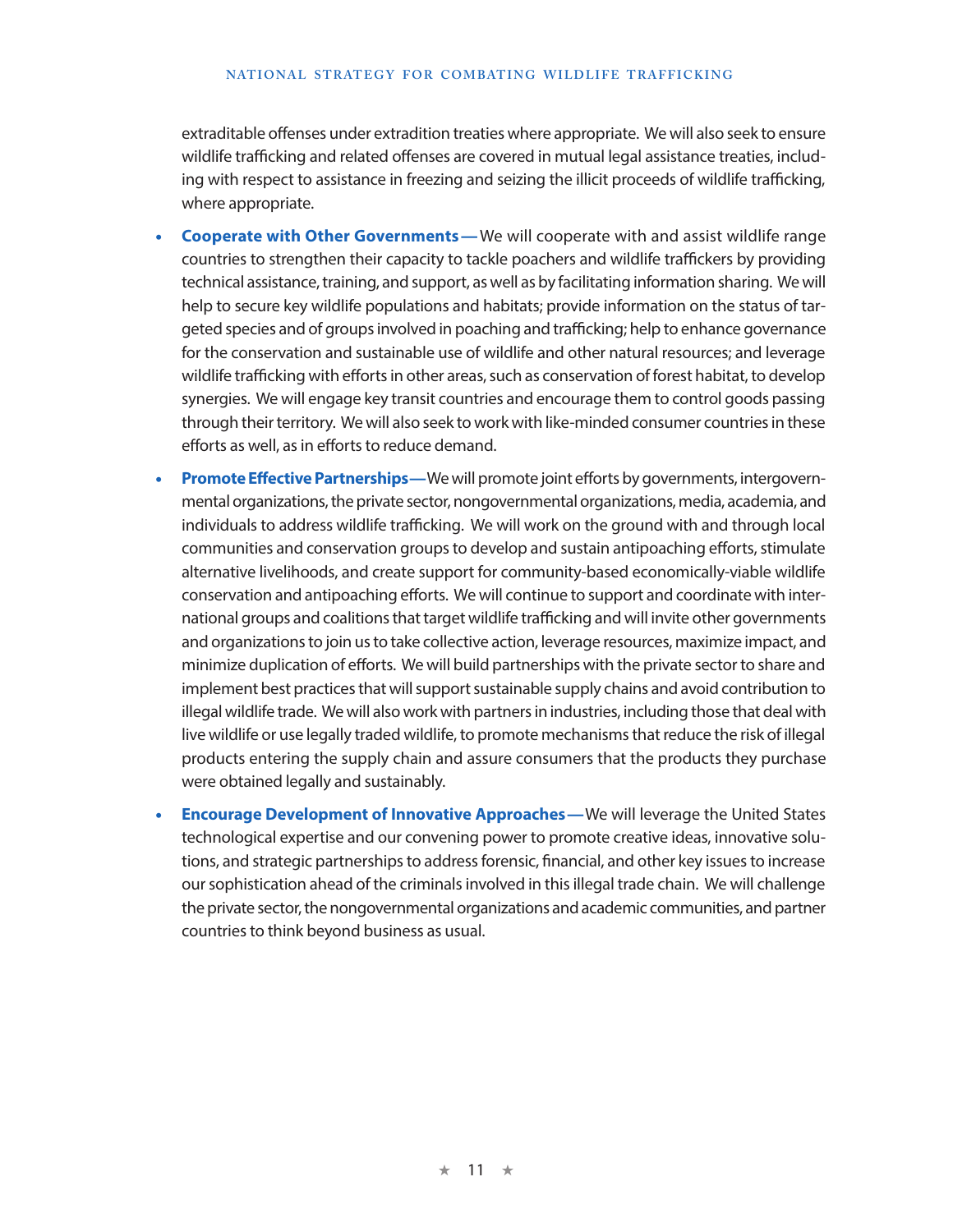extraditable offenses under extradition treaties where appropriate. We will also seek to ensure wildlife trafficking and related offenses are covered in mutual legal assistance treaties, including with respect to assistance in freezing and seizing the illicit proceeds of wildlife trafficking, where appropriate.

- **Cooperate with Other Governments—**We will cooperate with and assist wildlife range countries to strengthen their capacity to tackle poachers and wildlife traffickers by providing technical assistance, training, and support, as well as by facilitating information sharing. We will help to secure key wildlife populations and habitats; provide information on the status of targeted species and of groups involved in poaching and trafficking; help to enhance governance for the conservation and sustainable use of wildlife and other natural resources; and leverage wildlife trafficking with efforts in other areas, such as conservation of forest habitat, to develop synergies. We will engage key transit countries and encourage them to control goods passing through their territory. We will also seek to work with like-minded consumer countries in these efforts as well, as in efforts to reduce demand.
- **Promote Effective Partnerships—**We will promote joint efforts by governments, intergovernmental organizations, the private sector, nongovernmental organizations, media, academia, and individuals to address wildlife trafficking. We will work on the ground with and through local communities and conservation groups to develop and sustain antipoaching efforts, stimulate alternative livelihoods, and create support for community-based economically-viable wildlife conservation and antipoaching efforts. We will continue to support and coordinate with international groups and coalitions that target wildlife trafficking and will invite other governments and organizations to join us to take collective action, leverage resources, maximize impact, and minimize duplication of efforts. We will build partnerships with the private sector to share and implement best practices that will support sustainable supply chains and avoid contribution to illegal wildlife trade. We will also work with partners in industries, including those that deal with live wildlife or use legally traded wildlife, to promote mechanisms that reduce the risk of illegal products entering the supply chain and assure consumers that the products they purchase were obtained legally and sustainably.
- **Encourage Development of Innovative Approaches—**We will leverage the United States technological expertise and our convening power to promote creative ideas, innovative solutions, and strategic partnerships to address forensic, financial, and other key issues to increase our sophistication ahead of the criminals involved in this illegal trade chain. We will challenge the private sector, the nongovernmental organizations and academic communities, and partner countries to think beyond business as usual.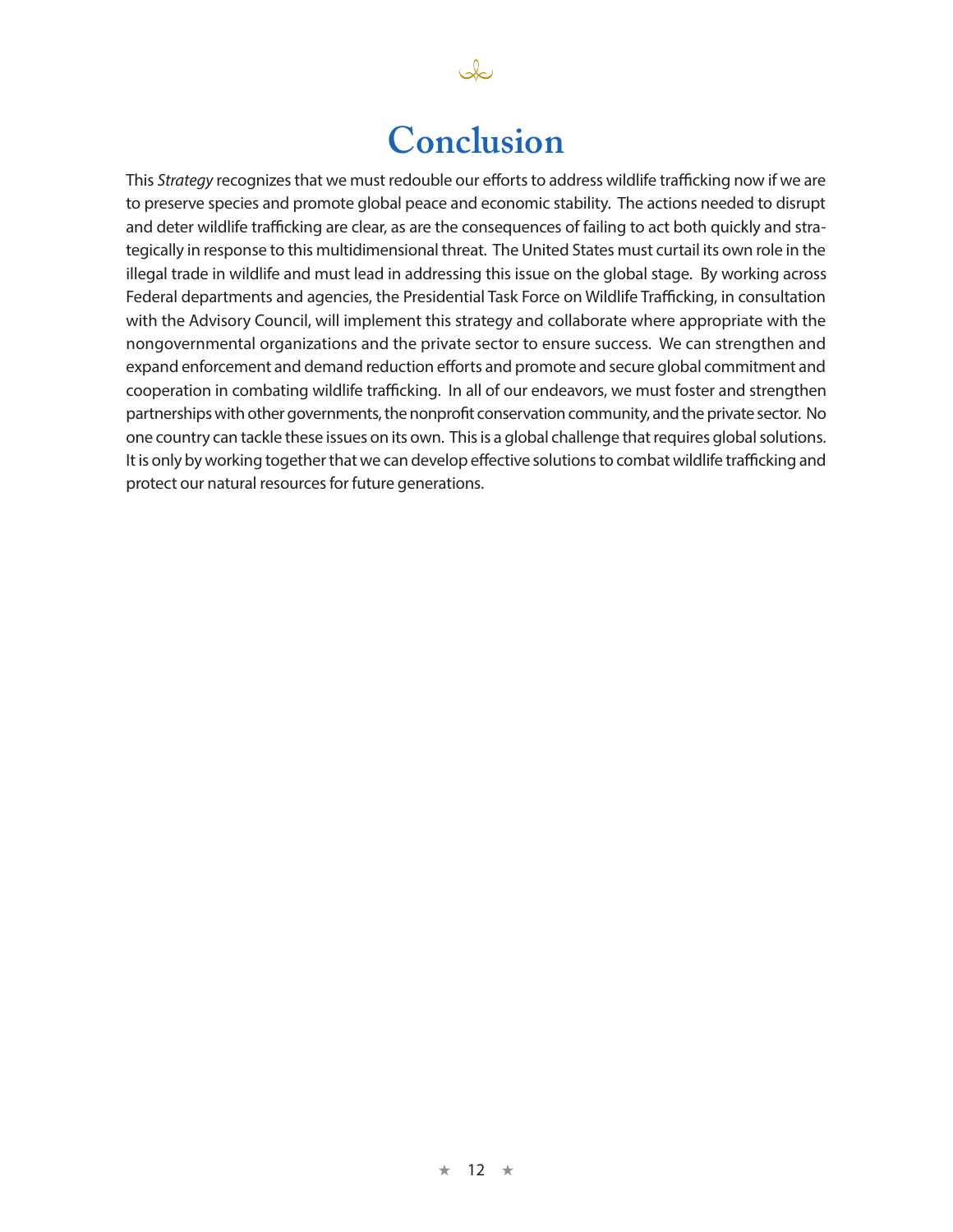# Conclusion

This *Strategy* recognizes that we must redouble our efforts to address wildlife trafficking now if we are to preserve species and promote global peace and economic stability. The actions needed to disrupt and deter wildlife trafficking are clear, as are the consequences of failing to act both quickly and strategically in response to this multidimensional threat. The United States must curtail its own role in the illegal trade in wildlife and must lead in addressing this issue on the global stage. By working across Federal departments and agencies, the Presidential Task Force on Wildlife Trafficking, in consultation with the Advisory Council, will implement this strategy and collaborate where appropriate with the nongovernmental organizations and the private sector to ensure success. We can strengthen and expand enforcement and demand reduction efforts and promote and secure global commitment and cooperation in combating wildlife trafficking. In all of our endeavors, we must foster and strengthen partnerships with other governments, the nonprofit conservation community, and the private sector. No one country can tackle these issues on its own. This is a global challenge that requires global solutions. It is only by working together that we can develop effective solutions to combat wildlife trafficking and protect our natural resources for future generations.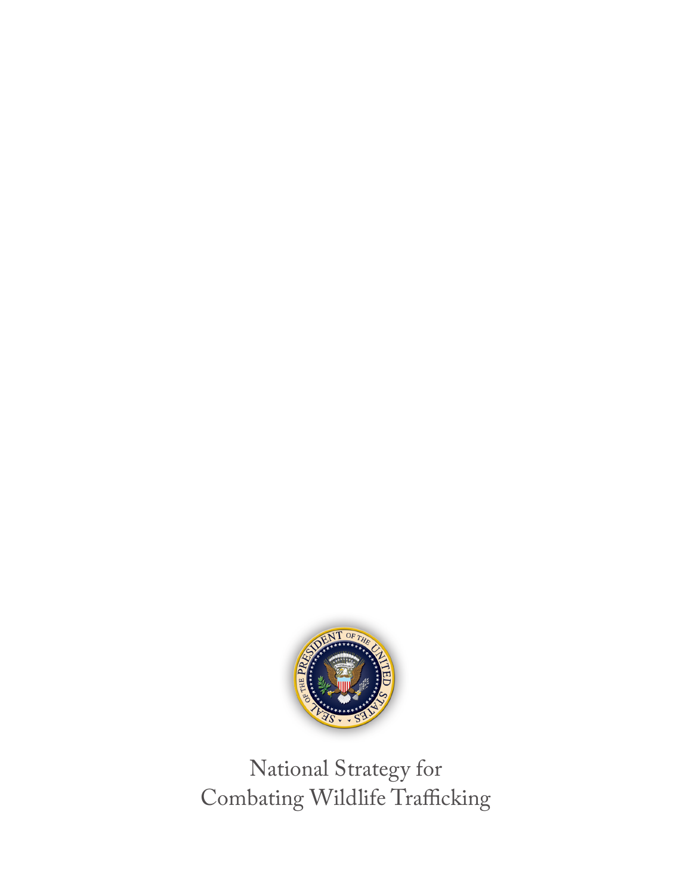National Strategy for
Combating Wildlife Trafficking